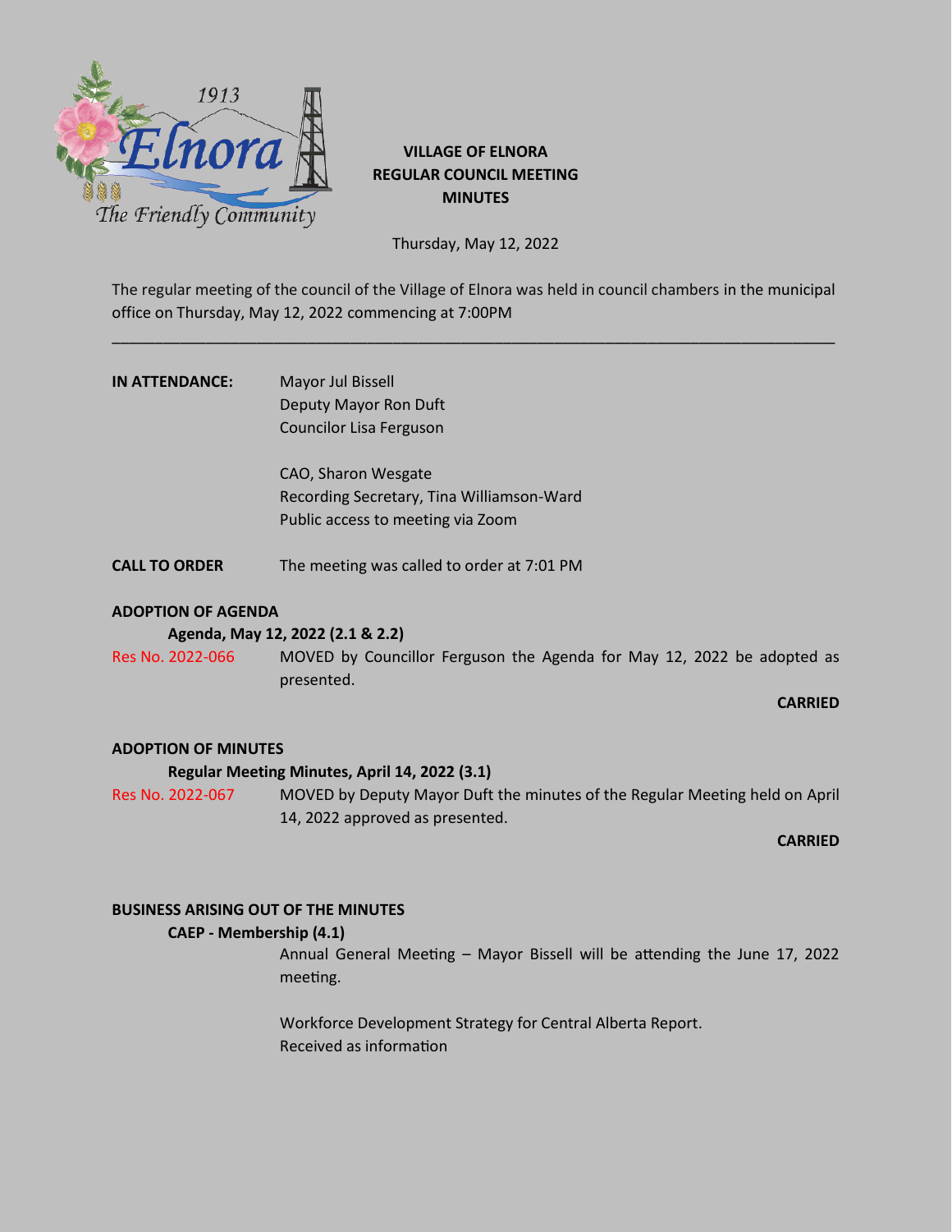# VILLAGE OF ELNORA
## REGULAR COUNCIL MEETING
## MINUTES

Thursday, May 12, 2022

The regular meeting of the council of the Village of Elnora was held in council chambers in the municipal office on Thursday, May 12, 2022 commencing at 7:00PM

---

**IN ATTENDANCE:** Mayor Jul Bissell
Deputy Mayor Ron Duft
Councilor Lisa Ferguson

CAO, Sharon Wesgate
Recording Secretary, Tina Williamson-Ward
Public access to meeting via Zoom

**CALL TO ORDER** The meeting was called to order at 7:01 PM

**ADOPTION OF AGENDA**

**Agenda, May 12, 2022 (2.1 & 2.2)**

Res No. 2022-066 MOVED by Councillor Ferguson the Agenda for May 12, 2022 be adopted as presented.

**CARRIED**

**ADOPTION OF MINUTES**

**Regular Meeting Minutes, April 14, 2022 (3.1)**

Res No. 2022-067 MOVED by Deputy Mayor Duft the minutes of the Regular Meeting held on April 14, 2022 approved as presented.

**CARRIED**

**BUSINESS ARISING OUT OF THE MINUTES**

**CAEP - Membership (4.1)**

Annual General Meeting – Mayor Bissell will be attending the June 17, 2022 meeting.

Workforce Development Strategy for Central Alberta Report.
Received as information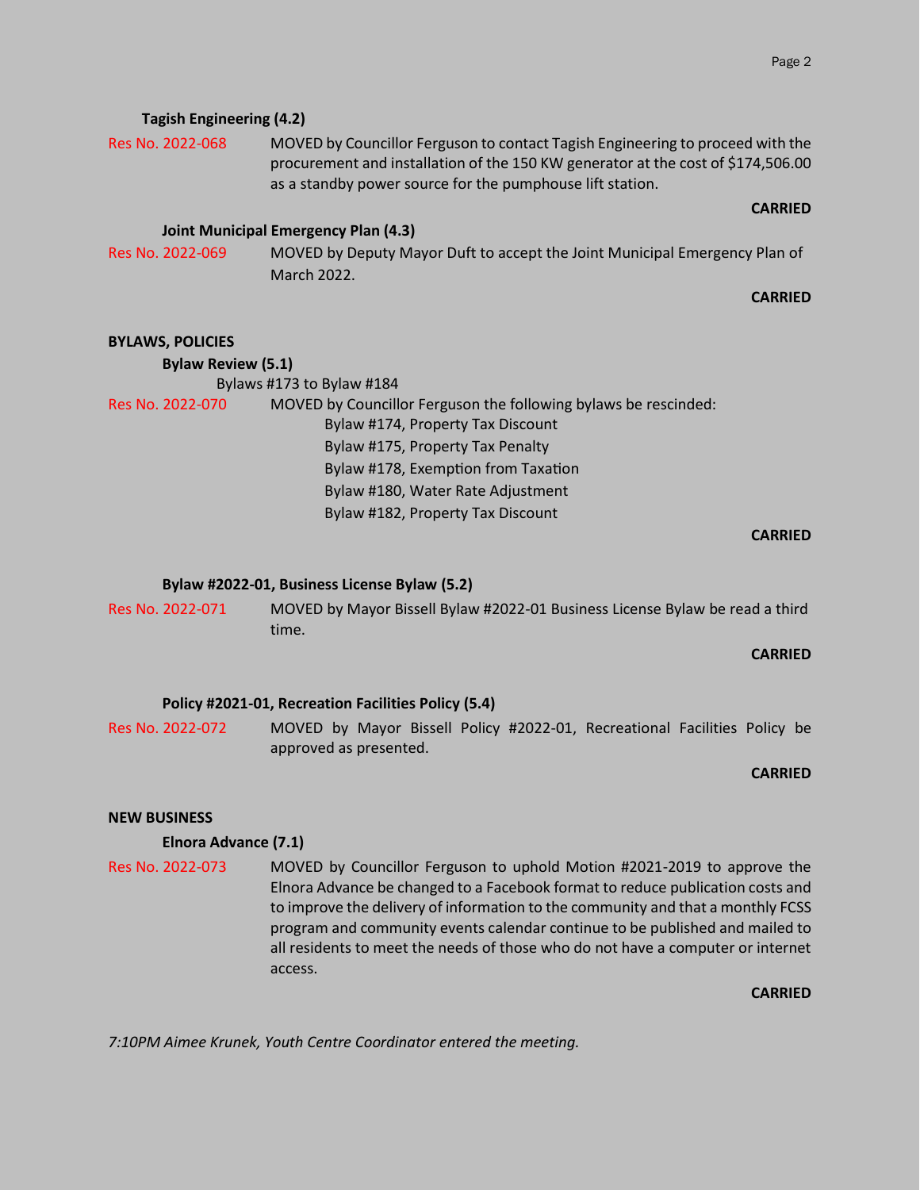**Tagish Engineering (4.2)**

Res No. 2022-068 MOVED by Councillor Ferguson to contact Tagish Engineering to proceed with the procurement and installation of the 150 KW generator at the cost of $174,506.00 as a standby power source for the pumphouse lift station.

**CARRIED**

**Joint Municipal Emergency Plan (4.3)**

Res No. 2022-069 MOVED by Deputy Mayor Duft to accept the Joint Municipal Emergency Plan of March 2022.

**CARRIED**

**BYLAWS, POLICIES**

**Bylaw Review (5.1)**

Bylaws #173 to Bylaw #184

Res No. 2022-070 MOVED by Councillor Ferguson the following bylaws be rescinded:

Bylaw #174, Property Tax Discount
Bylaw #175, Property Tax Penalty
Bylaw #178, Exemption from Taxation
Bylaw #180, Water Rate Adjustment
Bylaw #182, Property Tax Discount

**CARRIED**

**Bylaw #2022-01, Business License Bylaw (5.2)**

Res No. 2022-071 MOVED by Mayor Bissell Bylaw #2022-01 Business License Bylaw be read a third time.

**CARRIED**

**Policy #2021-01, Recreation Facilities Policy (5.4)**

Res No. 2022-072 MOVED by Mayor Bissell Policy #2022-01, Recreational Facilities Policy be approved as presented.

**CARRIED**

**NEW BUSINESS**

**Elnora Advance (7.1)**

Res No. 2022-073 MOVED by Councillor Ferguson to uphold Motion #2021-2019 to approve the Elnora Advance be changed to a Facebook format to reduce publication costs and to improve the delivery of information to the community and that a monthly FCSS program and community events calendar continue to be published and mailed to all residents to meet the needs of those who do not have a computer or internet access.

**CARRIED**

*7:10PM Aimee Krunek, Youth Centre Coordinator entered the meeting.*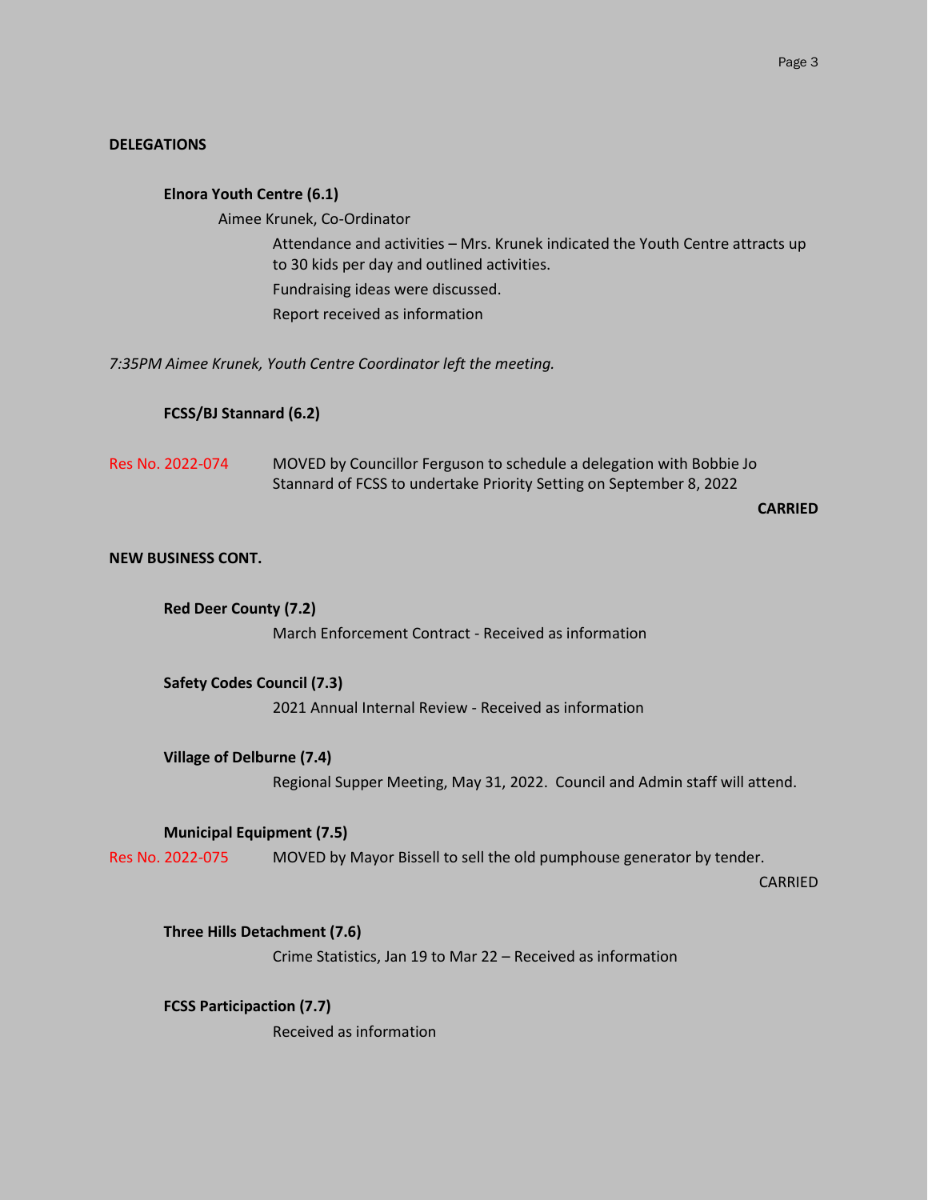## DELEGATIONS

**Elnora Youth Centre (6.1)**

Aimee Krunek, Co-Ordinator

Attendance and activities – Mrs. Krunek indicated the Youth Centre attracts up to 30 kids per day and outlined activities.

Fundraising ideas were discussed.

Report received as information

*7:35PM Aimee Krunek, Youth Centre Coordinator left the meeting.*

**FCSS/BJ Stannard (6.2)**

Res No. 2022-074 MOVED by Councillor Ferguson to schedule a delegation with Bobbie Jo Stannard of FCSS to undertake Priority Setting on September 8, 2022

**CARRIED**

## NEW BUSINESS CONT.

**Red Deer County (7.2)**

March Enforcement Contract - Received as information

**Safety Codes Council (7.3)**

2021 Annual Internal Review - Received as information

**Village of Delburne (7.4)**

Regional Supper Meeting, May 31, 2022. Council and Admin staff will attend.

**Municipal Equipment (7.5)**

Res No. 2022-075 MOVED by Mayor Bissell to sell the old pumphouse generator by tender.

CARRIED

**Three Hills Detachment (7.6)**

Crime Statistics, Jan 19 to Mar 22 – Received as information

**FCSS Participaction (7.7)**

Received as information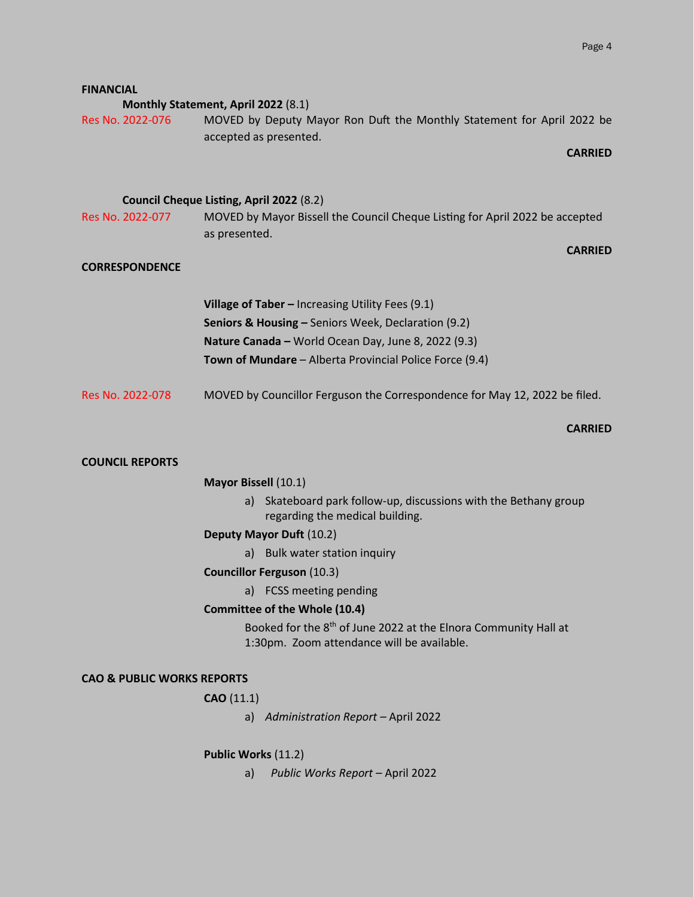**FINANCIAL**

**Monthly Statement, April 2022** (8.1)

Res No. 2022-076 MOVED by Deputy Mayor Ron Duft the Monthly Statement for April 2022 be accepted as presented.

**CARRIED**

**Council Cheque Listing, April 2022** (8.2)

Res No. 2022-077 MOVED by Mayor Bissell the Council Cheque Listing for April 2022 be accepted as presented.

**CARRIED**

**CORRESPONDENCE**

**Village of Taber –** Increasing Utility Fees (9.1)
**Seniors & Housing –** Seniors Week, Declaration (9.2)
**Nature Canada –** World Ocean Day, June 8, 2022 (9.3)
**Town of Mundare** – Alberta Provincial Police Force (9.4)

Res No. 2022-078 MOVED by Councillor Ferguson the Correspondence for May 12, 2022 be filed.

**CARRIED**

**COUNCIL REPORTS**

**Mayor Bissell** (10.1)

a) Skateboard park follow-up, discussions with the Bethany group regarding the medical building.

**Deputy Mayor Duft** (10.2)

a) Bulk water station inquiry

**Councillor Ferguson** (10.3)

a) FCSS meeting pending

**Committee of the Whole (10.4)**

Booked for the 8th of June 2022 at the Elnora Community Hall at 1:30pm. Zoom attendance will be available.

**CAO & PUBLIC WORKS REPORTS**

**CAO** (11.1)

a) *Administration Report* – April 2022

**Public Works** (11.2)

a) *Public Works Report* – April 2022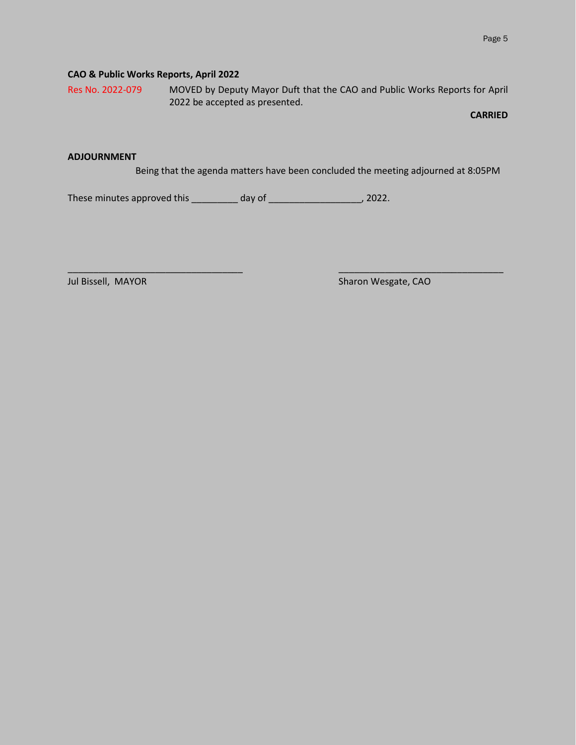**CAO & Public Works Reports, April 2022**

Res No. 2022-079 MOVED by Deputy Mayor Duft that the CAO and Public Works Reports for April 2022 be accepted as presented.

**CARRIED**

**ADJOURNMENT**

Being that the agenda matters have been concluded the meeting adjourned at 8:05PM

These minutes approved this _________ day of __________________, 2022.

___________________________________ Jul Bissell, MAYOR

________________________________ Sharon Wesgate, CAO